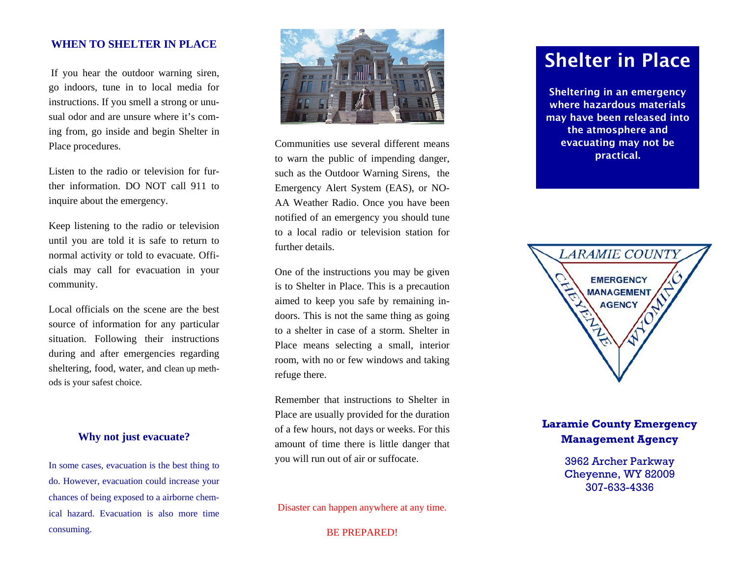## WHEN TO SHELTER IN PLACE

If you hear the outdoor warning siren, go indoors, tune in to local media for instructions. If you smell a strong or unusual odor and are unsure where it's coming from, go inside and begin Shelter in Place procedures.

Listen to the radio or television for further information. DO NOT call 911 to inquire about the emergency.

Keep listening to the radio or television until you are told it is safe to return to normal activity or told to evacuate. Officials may call for evacuation in your community.

Local officials on the scene are the best source of information for any particular situation. Following their instructions during and after emergencies regarding sheltering, food, water, and clean up methods is your safest choice.

### Why not just evacuate?

In some cases, evacuation is the best thing to do. However, evacuation could increase your chances of being exposed to a airborne chemical hazard. Evacuation is also more time consuming.

Communities use several different means to warn the public of impending danger, such as the Outdoor Warning Sirens, the Emergency Alert System (EAS), or NOAA Weather Radio. Once you have been notified of an emergency you should tune to a local radio or television station for further details.

One of the instructions you may be given is to Shelter in Place. This is a precaution aimed to keep you safe by remaining indoors. This is not the same thing as going to a shelter in case of a storm. Shelter in Place means selecting a small, interior room, with no or few windows and taking refuge there.

Remember that instructions to Shelter in Place are usually provided for the duration of a few hours, not days or weeks. For this amount of time there is little danger that you will run out of air or suffocate.

Disaster can happen anywhere at any time.

BE PREPARED!

# Shelter in Place

**Sheltering in an emergency where hazardous materials may have been released into the atmosphere and evacuating may not be practical.**

LARAMIE COUNTY
EMERGENCY MANAGEMENT AGENCY
CHEYENNE WYOMING

**Laramie County Emergency Management Agency**

3962 Archer Parkway
Cheyenne, WY 82009
307-633-4336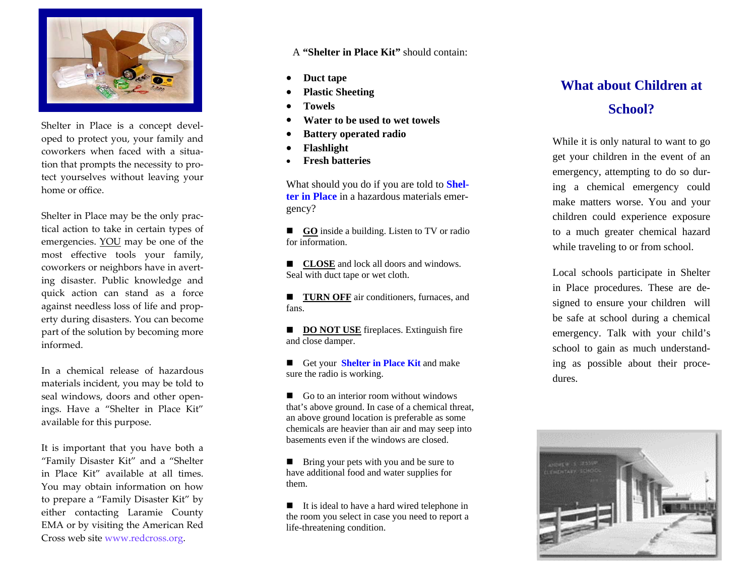Shelter in Place is a concept developed to protect you, your family and coworkers when faced with a situation that prompts the necessity to protect yourselves without leaving your home or office.

Shelter in Place may be the only practical action to take in certain types of emergencies. YOU may be one of the most effective tools your family, coworkers or neighbors have in averting disaster. Public knowledge and quick action can stand as a force against needless loss of life and property during disasters. You can become part of the solution by becoming more informed.

In a chemical release of hazardous materials incident, you may be told to seal windows, doors and other openings. Have a "Shelter in Place Kit" available for this purpose.

It is important that you have both a "Family Disaster Kit" and a "Shelter in Place Kit" available at all times. You may obtain information on how to prepare a "Family Disaster Kit" by either contacting Laramie County EMA or by visiting the American Red Cross web site www.redcross.org.

A **"Shelter in Place Kit"** should contain:

- **Duct tape**
- **Plastic Sheeting**
- **Towels**
- **Water to be used to wet towels**
- **Battery operated radio**
- **Flashlight**
- **Fresh batteries**

What should you do if you are told to **Shelter in Place** in a hazardous materials emergency?

- **GO** inside a building. Listen to TV or radio for information.
- **CLOSE** and lock all doors and windows. Seal with duct tape or wet cloth.
- **TURN OFF** air conditioners, furnaces, and fans.
- **DO NOT USE** fireplaces. Extinguish fire and close damper.
- Get your **Shelter in Place Kit** and make sure the radio is working.
- Go to an interior room without windows that's above ground. In case of a chemical threat, an above ground location is preferable as some chemicals are heavier than air and may seep into basements even if the windows are closed.
- Bring your pets with you and be sure to have additional food and water supplies for them.
- It is ideal to have a hard wired telephone in the room you select in case you need to report a life-threatening condition.

## What about Children at School?

While it is only natural to want to go get your children in the event of an emergency, attempting to do so during a chemical emergency could make matters worse. You and your children could experience exposure to a much greater chemical hazard while traveling to or from school.

Local schools participate in Shelter in Place procedures. These are designed to ensure your children will be safe at school during a chemical emergency. Talk with your child's school to gain as much understanding as possible about their procedures.